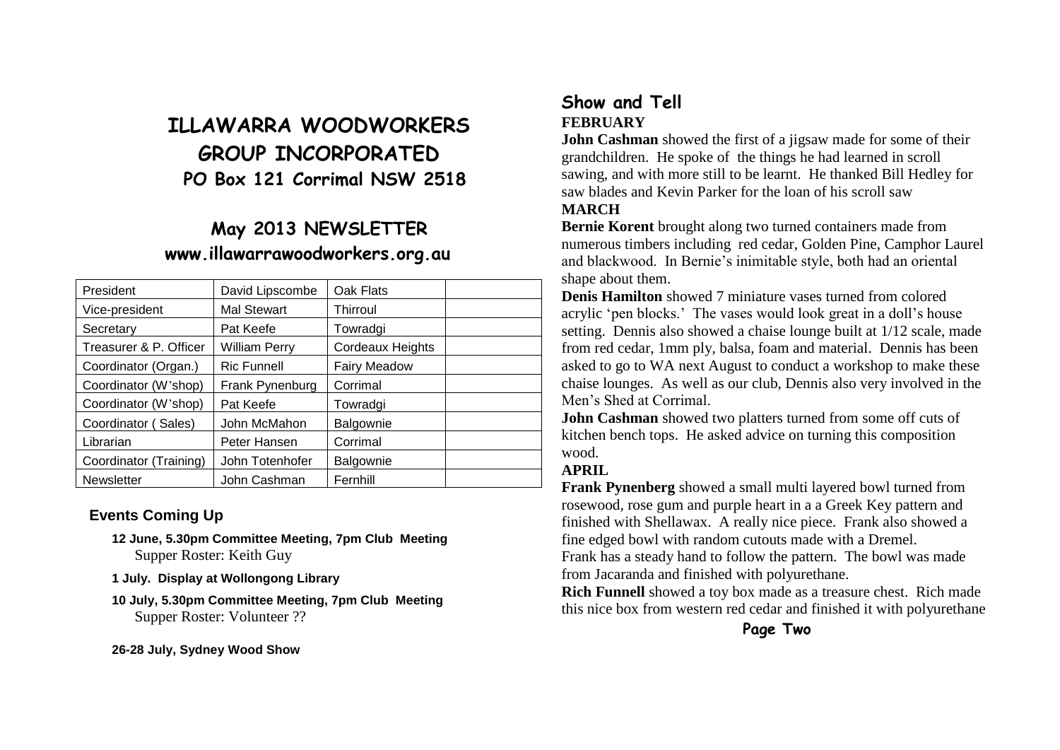# ILLAWARRA WOODWORKERS GROUP INCORPORATED

## PO Box 121 Corrimal NSW 2518

## May 2013 NEWSLETTER

### www.illawarrawoodworkers.org.au

| President | David Lipscombe | Oak Flats | |
|---|---|---|---|
| Vice-president | Mal Stewart | Thirroul | |
| Secretary | Pat Keefe | Towradgi | |
| Treasurer & P. Officer | William Perry | Cordeaux Heights | |
| Coordinator (Organ.) | Ric Funnell | Fairy Meadow | |
| Coordinator (W'shop) | Frank Pynenburg | Corrimal | |
| Coordinator (W'shop) | Pat Keefe | Towradgi | |
| Coordinator ( Sales) | John McMahon | Balgownie | |
| Librarian | Peter Hansen | Corrimal | |
| Coordinator (Training) | John Totenhofer | Balgownie | |
| Newsletter | John Cashman | Fernhill | |

### Events Coming Up

**12 June, 5.30pm Committee Meeting, 7pm Club Meeting**
Supper Roster: Keith Guy

**1 July. Display at Wollongong Library**

**10 July, 5.30pm Committee Meeting, 7pm Club Meeting**
Supper Roster: Volunteer ??

**26-28 July, Sydney Wood Show**

## Show and Tell

**FEBRUARY**

**John Cashman** showed the first of a jigsaw made for some of their grandchildren. He spoke of the things he had learned in scroll sawing, and with more still to be learnt. He thanked Bill Hedley for saw blades and Kevin Parker for the loan of his scroll saw

**MARCH**

**Bernie Korent** brought along two turned containers made from numerous timbers including red cedar, Golden Pine, Camphor Laurel and blackwood. In Bernie's inimitable style, both had an oriental shape about them.

**Denis Hamilton** showed 7 miniature vases turned from colored acrylic 'pen blocks.' The vases would look great in a doll's house setting. Dennis also showed a chaise lounge built at 1/12 scale, made from red cedar, 1mm ply, balsa, foam and material. Dennis has been asked to go to WA next August to conduct a workshop to make these chaise lounges. As well as our club, Dennis also very involved in the Men's Shed at Corrimal.

**John Cashman** showed two platters turned from some off cuts of kitchen bench tops. He asked advice on turning this composition wood.

**APRIL**

**Frank Pynenberg** showed a small multi layered bowl turned from rosewood, rose gum and purple heart in a a Greek Key pattern and finished with Shellawax. A really nice piece. Frank also showed a fine edged bowl with random cutouts made with a Dremel. Frank has a steady hand to follow the pattern. The bowl was made from Jacaranda and finished with polyurethane.

**Rich Funnell** showed a toy box made as a treasure chest. Rich made this nice box from western red cedar and finished it with polyurethane

**Page Two**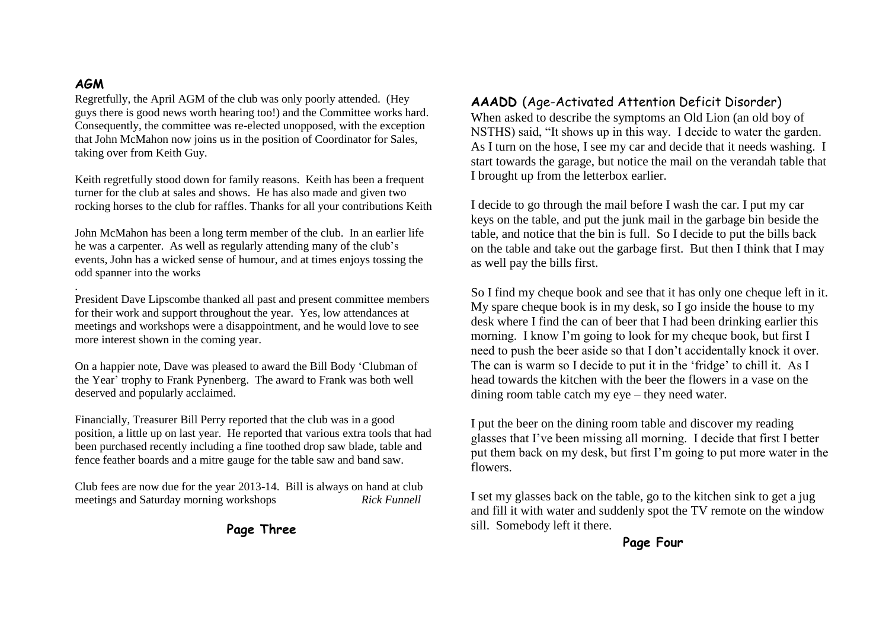## AGM

Regretfully, the April AGM of the club was only poorly attended. (Hey guys there is good news worth hearing too!) and the Committee works hard. Consequently, the committee was re-elected unopposed, with the exception that John McMahon now joins us in the position of Coordinator for Sales, taking over from Keith Guy.

Keith regretfully stood down for family reasons. Keith has been a frequent turner for the club at sales and shows. He has also made and given two rocking horses to the club for raffles. Thanks for all your contributions Keith

John McMahon has been a long term member of the club. In an earlier life he was a carpenter. As well as regularly attending many of the club's events, John has a wicked sense of humour, and at times enjoys tossing the odd spanner into the works

.

President Dave Lipscombe thanked all past and present committee members for their work and support throughout the year. Yes, low attendances at meetings and workshops were a disappointment, and he would love to see more interest shown in the coming year.

On a happier note, Dave was pleased to award the Bill Body 'Clubman of the Year' trophy to Frank Pynenberg. The award to Frank was both well deserved and popularly acclaimed.

Financially, Treasurer Bill Perry reported that the club was in a good position, a little up on last year. He reported that various extra tools that had been purchased recently including a fine toothed drop saw blade, table and fence feather boards and a mitre gauge for the table saw and band saw.

Club fees are now due for the year 2013-14. Bill is always on hand at club meetings and Saturday morning workshops *Rick Funnell*

## AAADD (Age-Activated Attention Deficit Disorder)

When asked to describe the symptoms an Old Lion (an old boy of NSTHS) said, "It shows up in this way. I decide to water the garden. As I turn on the hose, I see my car and decide that it needs washing. I start towards the garage, but notice the mail on the verandah table that I brought up from the letterbox earlier.

I decide to go through the mail before I wash the car. I put my car keys on the table, and put the junk mail in the garbage bin beside the table, and notice that the bin is full. So I decide to put the bills back on the table and take out the garbage first. But then I think that I may as well pay the bills first.

So I find my cheque book and see that it has only one cheque left in it. My spare cheque book is in my desk, so I go inside the house to my desk where I find the can of beer that I had been drinking earlier this morning. I know I'm going to look for my cheque book, but first I need to push the beer aside so that I don't accidentally knock it over. The can is warm so I decide to put it in the 'fridge' to chill it. As I head towards the kitchen with the beer the flowers in a vase on the dining room table catch my eye – they need water.

I put the beer on the dining room table and discover my reading glasses that I've been missing all morning. I decide that first I better put them back on my desk, but first I'm going to put more water in the flowers.

I set my glasses back on the table, go to the kitchen sink to get a jug and fill it with water and suddenly spot the TV remote on the window sill. Somebody left it there.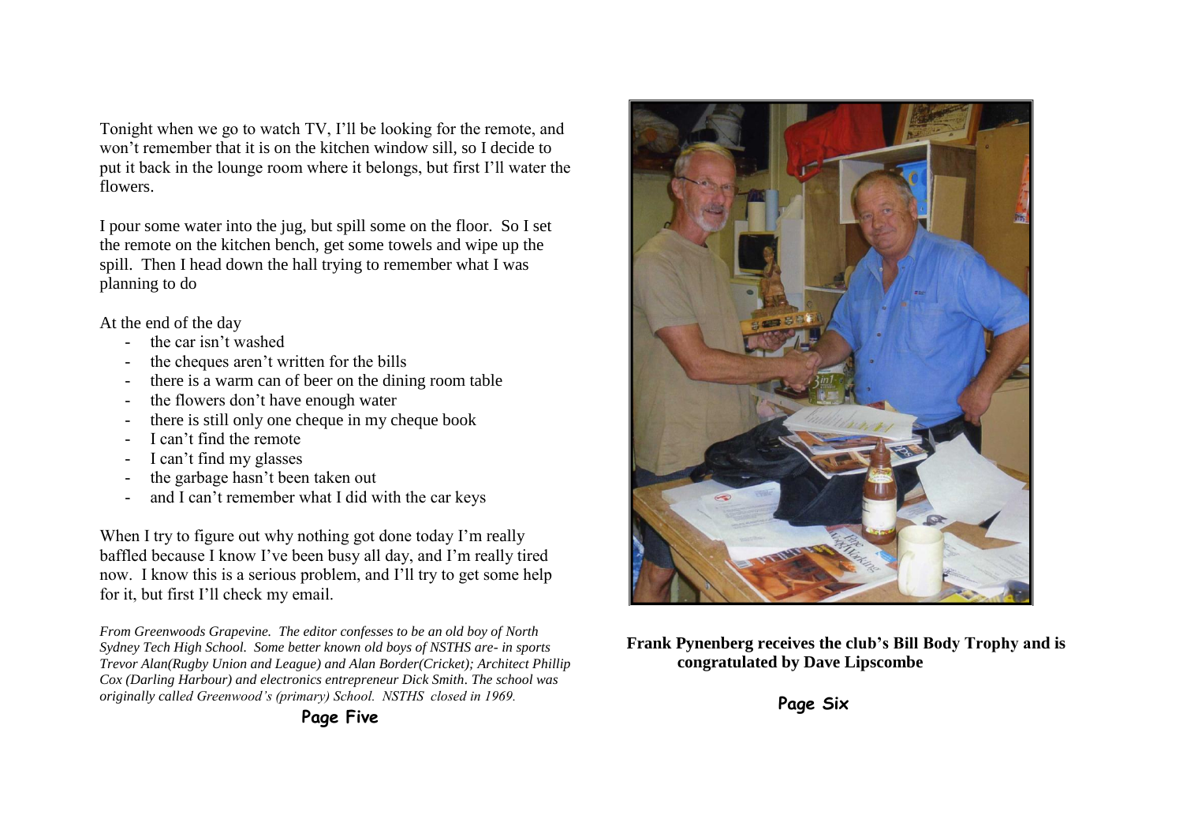Tonight when we go to watch TV, I'll be looking for the remote, and won't remember that it is on the kitchen window sill, so I decide to put it back in the lounge room where it belongs, but first I'll water the flowers.

I pour some water into the jug, but spill some on the floor. So I set the remote on the kitchen bench, get some towels and wipe up the spill. Then I head down the hall trying to remember what I was planning to do

At the end of the day

- the car isn't washed
- the cheques aren't written for the bills
- there is a warm can of beer on the dining room table
- the flowers don't have enough water
- there is still only one cheque in my cheque book
- I can't find the remote
- I can't find my glasses
- the garbage hasn't been taken out
- and I can't remember what I did with the car keys

When I try to figure out why nothing got done today I'm really baffled because I know I've been busy all day, and I'm really tired now. I know this is a serious problem, and I'll try to get some help for it, but first I'll check my email.

*From Greenwoods Grapevine. The editor confesses to be an old boy of North Sydney Tech High School. Some better known old boys of NSTHS are- in sports Trevor Alan(Rugby Union and League) and Alan Border(Cricket); Architect Phillip Cox (Darling Harbour) and electronics entrepreneur Dick Smith. The school was originally called Greenwood's (primary) School. NSTHS closed in 1969.*

**Frank Pynenberg receives the club's Bill Body Trophy and is congratulated by Dave Lipscombe**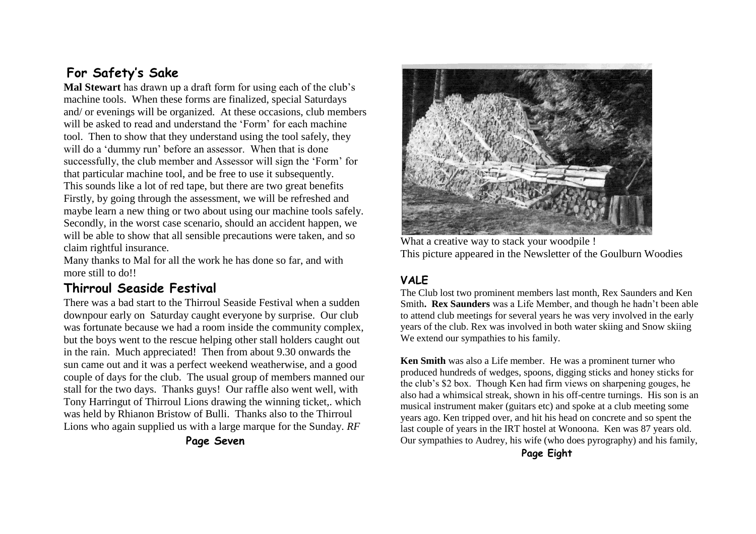## For Safety's Sake

**Mal Stewart** has drawn up a draft form for using each of the club's machine tools. When these forms are finalized, special Saturdays and/ or evenings will be organized. At these occasions, club members will be asked to read and understand the 'Form' for each machine tool. Then to show that they understand using the tool safely, they will do a 'dummy run' before an assessor. When that is done successfully, the club member and Assessor will sign the 'Form' for that particular machine tool, and be free to use it subsequently.
This sounds like a lot of red tape, but there are two great benefits
Firstly, by going through the assessment, we will be refreshed and maybe learn a new thing or two about using our machine tools safely. Secondly, in the worst case scenario, should an accident happen, we will be able to show that all sensible precautions were taken, and so claim rightful insurance.
Many thanks to Mal for all the work he has done so far, and with more still to do!!

## Thirroul Seaside Festival

There was a bad start to the Thirroul Seaside Festival when a sudden downpour early on Saturday caught everyone by surprise. Our club was fortunate because we had a room inside the community complex, but the boys went to the rescue helping other stall holders caught out in the rain. Much appreciated! Then from about 9.30 onwards the sun came out and it was a perfect weekend weatherwise, and a good couple of days for the club. The usual group of members manned our stall for the two days. Thanks guys! Our raffle also went well, with Tony Harringut of Thirroul Lions drawing the winning ticket,. which was held by Rhianon Bristow of Bulli. Thanks also to the Thirroul Lions who again supplied us with a large marque for the Sunday. *RF*

What a creative way to stack your woodpile !
This picture appeared in the Newsletter of the Goulburn Woodies

## VALE

The Club lost two prominent members last month, Rex Saunders and Ken Smith**. Rex Saunders** was a Life Member, and though he hadn't been able to attend club meetings for several years he was very involved in the early years of the club. Rex was involved in both water skiing and Snow skiing We extend our sympathies to his family.

**Ken Smith** was also a Life member. He was a prominent turner who produced hundreds of wedges, spoons, digging sticks and honey sticks for the club's $2 box. Though Ken had firm views on sharpening gouges, he also had a whimsical streak, shown in his off-centre turnings. His son is an musical instrument maker (guitars etc) and spoke at a club meeting some years ago. Ken tripped over, and hit his head on concrete and so spent the last couple of years in the IRT hostel at Wonoona. Ken was 87 years old. Our sympathies to Audrey, his wife (who does pyrography) and his family,